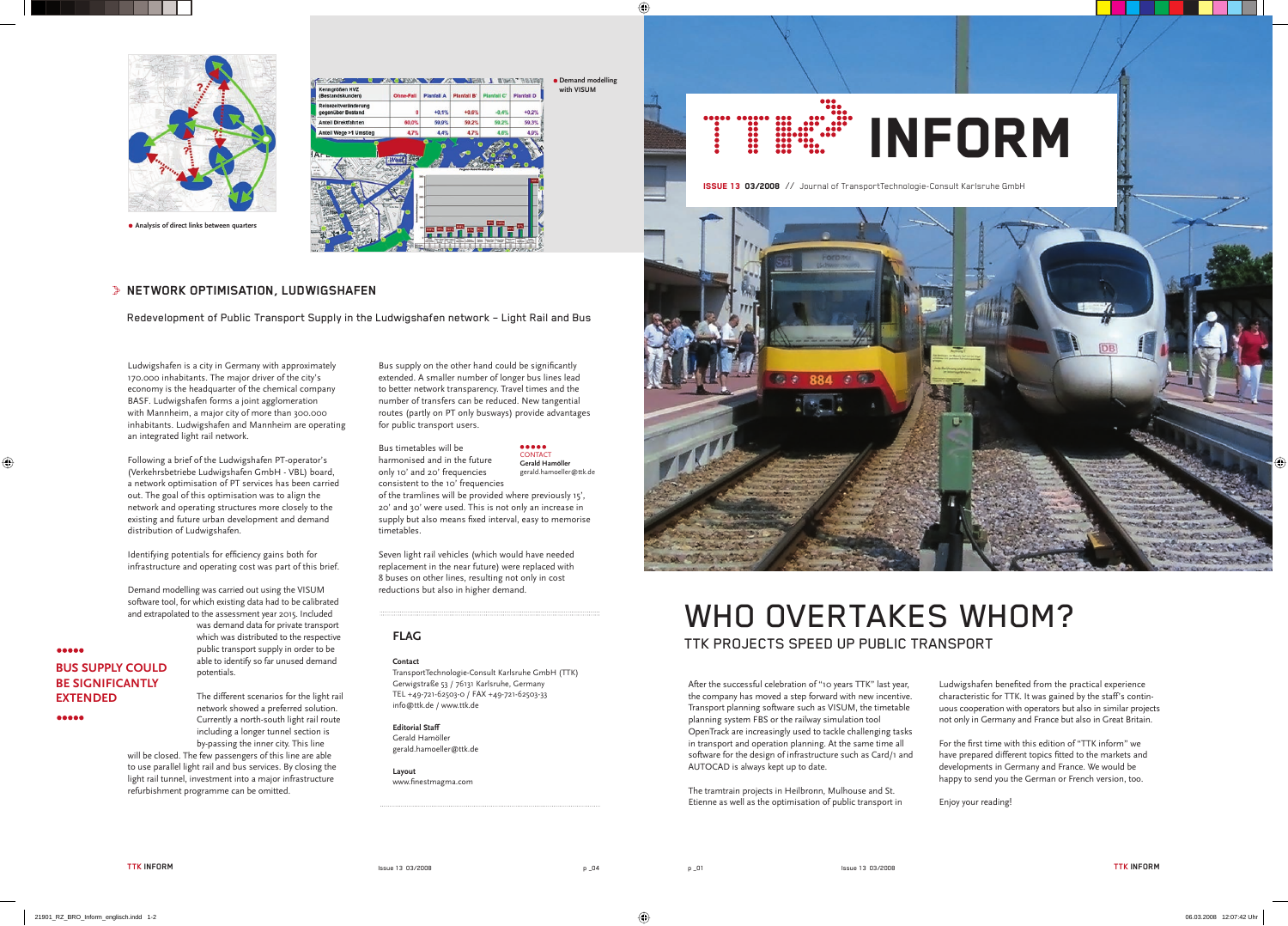Analysis of direct links between quarters

Demand modelling with VISUM

## NETWORK OPTIMISATION, LUDWIGSHAFEN

Redevelopment of Public Transport Supply in the Ludwigshafen network – Light Rail and Bus

Ludwigshafen is a city in Germany with approximately 170.000 inhabitants. The major driver of the city's economy is the headquarter of the chemical company BASF. Ludwigshafen forms a joint agglomeration with Mannheim, a major city of more than 300.000 inhabitants. Ludwigshafen and Mannheim are operating an integrated light rail network.

Following a brief of the Ludwigshafen PT-operator's (Verkehrsbetriebe Ludwigshafen GmbH - VBL) board, a network optimisation of PT services has been carried out. The goal of this optimisation was to align the network and operating structures more closely to the existing and future urban development and demand distribution of Ludwigshafen.

Identifying potentials for efficiency gains both for infrastructure and operating cost was part of this brief.

Demand modelling was carried out using the VISUM software tool, for which existing data had to be calibrated and extrapolated to the assessment year 2015. Included was demand data for private transport which was distributed to the respective public transport supply in order to be able to identify so far unused demand potentials.

**BUS SUPPLY COULD BE SIGNIFICANTLY EXTENDED**

The different scenarios for the light rail network showed a preferred solution. Currently a north-south light rail route including a longer tunnel section is by-passing the inner city. This line will be closed. The few passengers of this line are able to use parallel light rail and bus services. By closing the light rail tunnel, investment into a major infrastructure refurbishment programme can be omitted.

Bus supply on the other hand could be significantly extended. A smaller number of longer bus lines lead to better network transparency. Travel times and the number of transfers can be reduced. New tangential routes (partly on PT only busways) provide advantages for public transport users.

Bus timetables will be harmonised and in the future only 10' and 20' frequencies consistent to the 10' frequencies of the tramlines will be provided where previously 15', 20' and 30' were used. This is not only an increase in supply but also means fixed interval, easy to memorise timetables.

CONTACT
**Gerald Hamöller**
gerald.hamoeller@ttk.de

Seven light rail vehicles (which would have needed replacement in the near future) were replaced with 8 buses on other lines, resulting not only in cost reductions but also in higher demand.

### FLAG

**Contact**
TransportTechnologie-Consult Karlsruhe GmbH (TTK)
Gerwigstraße 53 / 76131 Karlsruhe, Germany
TEL +49-721-62503-0 / FAX +49-721-62503-33
info@ttk.de / www.ttk.de

**Editorial Staff**
Gerald Hamöller
gerald.hamoeller@ttk.de

**Layout**
www.finestmagma.com

# TTK INFORM

**ISSUE 13 03/2008** // Journal of TransportTechnologie-Consult Karlsruhe GmbH

# WHO OVERTAKES WHOM?

## TTK PROJECTS SPEED UP PUBLIC TRANSPORT

After the successful celebration of "10 years TTK" last year, the company has moved a step forward with new incentive. Transport planning software such as VISUM, the timetable planning system FBS or the railway simulation tool OpenTrack are increasingly used to tackle challenging tasks in transport and operation planning. At the same time all software for the design of infrastructure such as Card/1 and AUTOCAD is always kept up to date.

The tramtrain projects in Heilbronn, Mulhouse and St. Etienne as well as the optimisation of public transport in Ludwigshafen benefited from the practical experience characteristic for TTK. It was gained by the staff's continuous cooperation with operators but also in similar projects not only in Germany and France but also in Great Britain.

For the first time with this edition of "TTK inform" we have prepared different topics fitted to the markets and developments in Germany and France. We would be happy to send you the German or French version, too.

Enjoy your reading!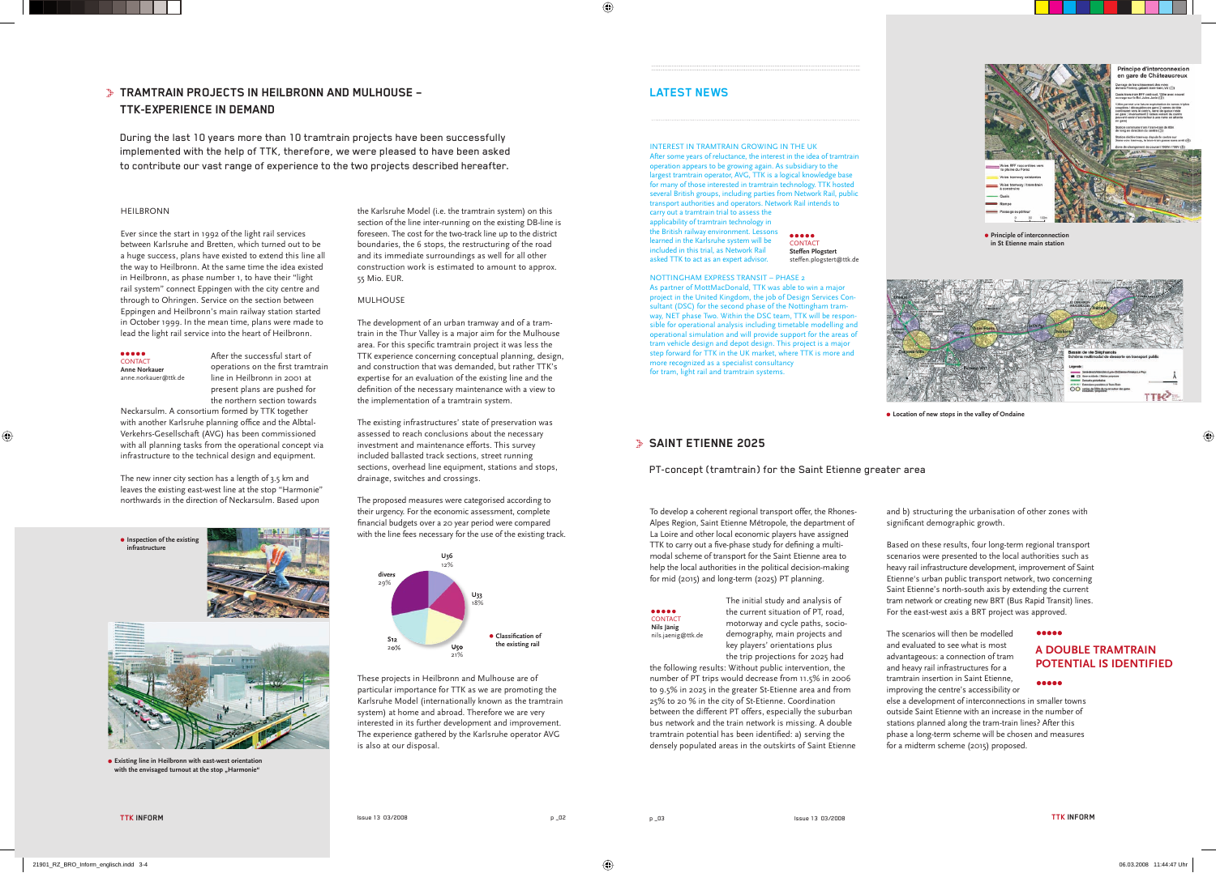## TRAMTRAIN PROJECTS IN HEILBRONN AND MULHOUSE – TTK-EXPERIENCE IN DEMAND

During the last 10 years more than 10 tramtrain projects have been successfully implemented with the help of TTK, therefore, we were pleased to have been asked to contribute our vast range of experience to the two projects described hereafter.

### HEILBRONN

Ever since the start in 1992 of the light rail services between Karlsruhe and Bretten, which turned out to be a huge success, plans have existed to extend this line all the way to Heilbronn. At the same time the idea existed in Heilbronn, as phase number 1, to have their "light rail system" connect Eppingen with the city centre and through to Ohringen. Service on the section between Eppingen and Heilbronn's main railway station started in October 1999. In the mean time, plans were made to lead the light rail service into the heart of Heilbronn.

CONTACT
**Anne Norkauer**
anne.norkauer@ttk.de

After the successful start of operations on the first tramtrain line in Heilbronn in 2001 at present plans are published for the northern section towards Neckarsulm. A consortium formed by TTK together with another Karlsruhe planning office and the Albtal-Verkehrs-Gesellschaft (AVG) has been commissioned with all planning tasks from the operational concept via infrastructure to the technical design and equipment.

The new inner city section has a length of 3.5 km and leaves the existing east-west line at the stop "Harmonie" northwards in the direction of Neckarsulm. Based upon the Karlsruhe Model (i.e. the tramtrain system) on this section of the line inter-running on the existing DB-line is foreseen. The cost for the two-track line up to the district boundaries, the 6 stops, the restructuring of the road and its immediate surroundings as well for all other construction work is estimated to amount to approx. 55 Mio. EUR.

Inspection of the existing infrastructure

Existing line in Heilbronn with east-west orientation with the envisaged turnout at the stop „Harmonie"

### MULHOUSE

The development of an urban tramway and of a tram-train in the Thur Valley is a major aim for the Mulhouse area. For this specific tramtrain project it was less the TTK experience concerning conceptual planning, design, and construction that was demanded, but rather TTK's expertise for an evaluation of the existing line and the definition of the necessary maintenance with a view to the implementation of a tramtrain system.

The existing infrastructures' state of preservation was assessed to reach conclusions about the necessary investment and maintenance efforts. This survey included ballasted track sections, street running sections, overhead line equipment, stations and stops, drainage, switches and crossings.

The proposed measures were categorised according to their urgency. For the economic assessment, complete financial budgets over a 20 year period were compared with the line fees necessary for the use of the existing track.

U36
12%
U33
18%
U50
21%
S12
20%
divers
29%

Classification of the existing rail

These projects in Heilbronn and Mulhouse are of particular importance for TTK as we are promoting the Karlsruhe Model (internationally known as the tramtrain system) at home and abroad. Therefore we are very interested in its further development and improvement. The experience gathered by the Karlsruhe operator AVG is also at our disposal.

## LATEST NEWS

### INTEREST IN TRAMTRAIN GROWING IN THE UK

After some years of reluctance, the interest in the idea of tramtrain operation appears to be growing again. As subsidiary to the largest tramtrain operator, AVG, TTK is a logical knowledge base for many of those interested in tramtrain technology. TTK hosted several British groups, including parties from Network Rail, public transport authorities and operators. Network Rail intends to carry out a tramtrain trial to assess the applicability of tramtrain technology in the British railway environment. Lessons learned in the Karlsruhe system will be included in this trial, as Network Rail asked TTK to act as an expert advisor.

CONTACT
**Steffen Plogstert**
steffen.plogstert@ttk.de

### NOTTINGHAM EXPRESS TRANSIT – PHASE 2

As partner of MottMacDonald, TTK was able to win a major project in the United Kingdom, the job of Design Services Consultant (DSC) for the second phase of the Nottingham tramway, NET phase Two. Within the DSC team, TTK will be responsible for operational analysis including timetable modelling and operational simulation and will provide support for the areas of tram vehicle design and depot design. This project is a major step forward for TTK in the UK market, where TTK is more and more recognized as a specialist consultancy for tram, light rail and tramtrain systems.

Principle of interconnection in St Etienne main station

Location of new stops in the valley of Ondaine

## SAINT ETIENNE 2025

PT-concept (tramtrain) for the Saint Etienne greater area

To develop a coherent regional transport offer, the Rhones-Alpes Region, Saint Etienne Métropole, the department of La Loire and other local economic players have assigned TTK to carry out a five-phase study for defining a multi-modal scheme of transport for the Saint Etienne area to help the local authorities in the political decision-making for mid (2015) and long-term (2025) PT planning.

CONTACT
**Nils Janig**
nils.jaenig@ttk.de

The initial study and analysis of the current situation of PT, road, motorway and cycle paths, socio-demography, main projects and key players' orientations plus the trip projections for 2025 had the following results: Without public intervention, the number of PT trips would decrease from 11.5% in 2006 to 9.5% in 2025 in the greater St-Etienne area and from 25% to 20 % in the city of St-Etienne. Coordination between the different PT offers, especially the suburban bus network and the train network is missing. A double tramtrain potential has been identified: a) serving the densely populated areas in the outskirts of Saint Etienne and b) structuring the urbanisation of other zones with significant demographic growth.

Based on these results, four long-term regional transport scenarios were presented to the local authorities such as heavy rail infrastructure development, improvement of Saint Etienne's urban public transport network, two concerning Saint Etienne's north-south axis by extending the current tram network or creating new BRT (Bus Rapid Transit) lines. For the east-west axis a BRT project was approved.

**A DOUBLE TRAMTRAIN POTENTIAL IS IDENTIFIED**

The scenarios will then be modelled and evaluated to see what is most advantageous: a connection of tram and heavy rail infrastructures for a tramtrain insertion in Saint Etienne, improving the centre's accessibility or else a development of interconnections in smaller towns outside Saint Etienne with an increase in the number of stations planned along the tram-train lines? After this phase a long-term scheme will be chosen and measures for a midterm scheme (2015) proposed.